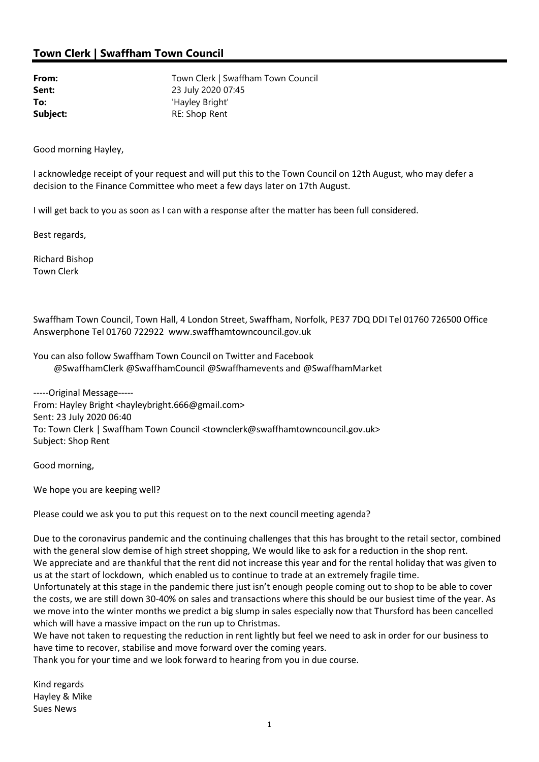## Town Clerk | Swaffham Town Council

**From:** Town Clerk | Swaffham Town Council
**Sent:** 23 July 2020 07:45
**To:** 'Hayley Bright'
**Subject:** RE: Shop Rent

Good morning Hayley,

I acknowledge receipt of your request and will put this to the Town Council on 12th August, who may defer a decision to the Finance Committee who meet a few days later on 17th August.

I will get back to you as soon as I can with a response after the matter has been full considered.

Best regards,

Richard Bishop
Town Clerk

Swaffham Town Council, Town Hall, 4 London Street, Swaffham, Norfolk, PE37 7DQ DDI Tel 01760 726500 Office Answerphone Tel 01760 722922 www.swaffhamtowncouncil.gov.uk

You can also follow Swaffham Town Council on Twitter and Facebook
@SwaffhamClerk @SwaffhamCouncil @Swaffhamevents and @SwaffhamMarket

-----Original Message-----
From: Hayley Bright <hayleybright.666@gmail.com>
Sent: 23 July 2020 06:40
To: Town Clerk | Swaffham Town Council <townclerk@swaffhamtowncouncil.gov.uk>
Subject: Shop Rent

Good morning,

We hope you are keeping well?

Please could we ask you to put this request on to the next council meeting agenda?

Due to the coronavirus pandemic and the continuing challenges that this has brought to the retail sector, combined with the general slow demise of high street shopping, We would like to ask for a reduction in the shop rent.
We appreciate and are thankful that the rent did not increase this year and for the rental holiday that was given to us at the start of lockdown, which enabled us to continue to trade at an extremely fragile time.
Unfortunately at this stage in the pandemic there just isn't enough people coming out to shop to be able to cover the costs, we are still down 30-40% on sales and transactions where this should be our busiest time of the year. As we move into the winter months we predict a big slump in sales especially now that Thursford has been cancelled which will have a massive impact on the run up to Christmas.
We have not taken to requesting the reduction in rent lightly but feel we need to ask in order for our business to have time to recover, stabilise and move forward over the coming years.
Thank you for your time and we look forward to hearing from you in due course.

Kind regards
Hayley & Mike
Sues News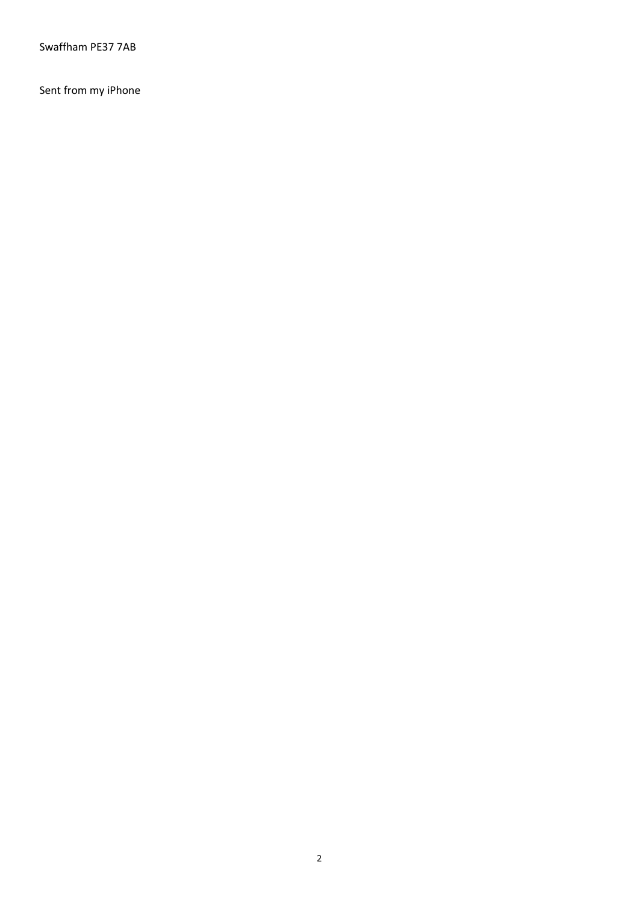Swaffham PE37 7AB

Sent from my iPhone